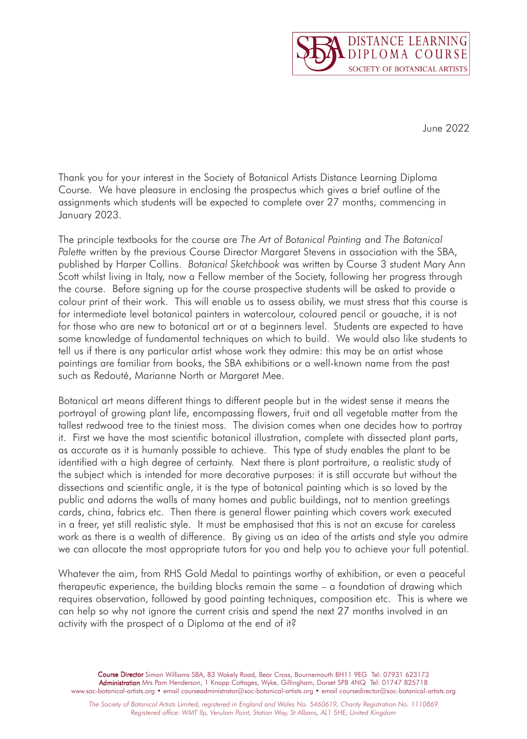DISTANCE LEARNING DIPLOMA COURSE
SOCIETY OF BOTANICAL ARTISTS

June 2022

Thank you for your interest in the Society of Botanical Artists Distance Learning Diploma Course. We have pleasure in enclosing the prospectus which gives a brief outline of the assignments which students will be expected to complete over 27 months, commencing in January 2023.

The principle textbooks for the course are *The Art of Botanical Painting* and *The Botanical Palette* written by the previous Course Director Margaret Stevens in association with the SBA, published by Harper Collins. *Botanical Sketchbook* was written by Course 3 student Mary Ann Scott whilst living in Italy, now a Fellow member of the Society, following her progress through the course. Before signing up for the course prospective students will be asked to provide a colour print of their work. This will enable us to assess ability, we must stress that this course is for intermediate level botanical painters in watercolour, coloured pencil or gouache, it is not for those who are new to botanical art or at a beginners level. Students are expected to have some knowledge of fundamental techniques on which to build. We would also like students to tell us if there is any particular artist whose work they admire: this may be an artist whose paintings are familiar from books, the SBA exhibitions or a well-known name from the past such as Redouté, Marianne North or Margaret Mee.

Botanical art means different things to different people but in the widest sense it means the portrayal of growing plant life, encompassing flowers, fruit and all vegetable matter from the tallest redwood tree to the tiniest moss. The division comes when one decides how to portray it. First we have the most scientific botanical illustration, complete with dissected plant parts, as accurate as it is humanly possible to achieve. This type of study enables the plant to be identified with a high degree of certainty. Next there is plant portraiture, a realistic study of the subject which is intended for more decorative purposes: it is still accurate but without the dissections and scientific angle, it is the type of botanical painting which is so loved by the public and adorns the walls of many homes and public buildings, not to mention greetings cards, china, fabrics etc. Then there is general flower painting which covers work executed in a freer, yet still realistic style. It must be emphasised that this is not an excuse for careless work as there is a wealth of difference. By giving us an idea of the artists and style you admire we can allocate the most appropriate tutors for you and help you to achieve your full potential.

Whatever the aim, from RHS Gold Medal to paintings worthy of exhibition, or even a peaceful therapeutic experience, the building blocks remain the same – a foundation of drawing which requires observation, followed by good painting techniques, composition etc. This is where we can help so why not ignore the current crisis and spend the next 27 months involved in an activity with the prospect of a Diploma at the end of it?

**Course Director** Simon Williams SBA, 83 Wakely Road, Bear Cross, Bournemouth BH11 9EG Tel: 07931 623173
**Administration** Mrs Pam Henderson, 1 Knapp Cottages, Wyke, Gillingham, Dorset SP8 4NQ Tel: 01747 825718
www.soc-botanical-artists.org • email courseadministrator@soc-botanical-artists.org • email coursedirector@soc-botanical-artists.org

*The Society of Botanical Artists Limited, registered in England and Wales No. 5460619, Charity Registration No. 1110869*
*Registered office: WMT llp, Verulam Point, Station Way, St Albans, AL1 5HE, United Kingdom*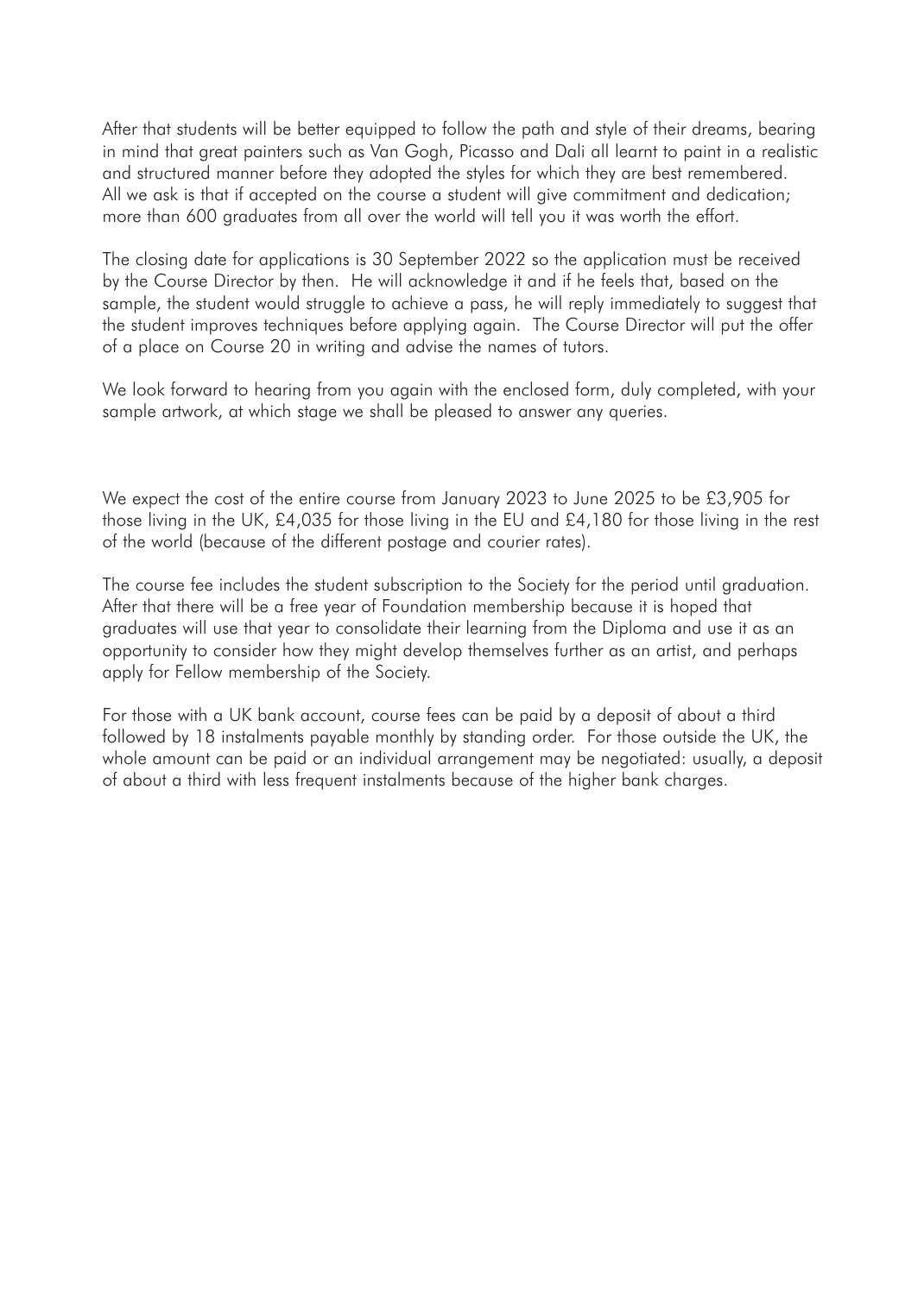After that students will be better equipped to follow the path and style of their dreams, bearing in mind that great painters such as Van Gogh, Picasso and Dali all learnt to paint in a realistic and structured manner before they adopted the styles for which they are best remembered. All we ask is that if accepted on the course a student will give commitment and dedication; more than 600 graduates from all over the world will tell you it was worth the effort.

The closing date for applications is 30 September 2022 so the application must be received by the Course Director by then. He will acknowledge it and if he feels that, based on the sample, the student would struggle to achieve a pass, he will reply immediately to suggest that the student improves techniques before applying again. The Course Director will put the offer of a place on Course 20 in writing and advise the names of tutors.

We look forward to hearing from you again with the enclosed form, duly completed, with your sample artwork, at which stage we shall be pleased to answer any queries.

We expect the cost of the entire course from January 2023 to June 2025 to be £3,905 for those living in the UK, £4,035 for those living in the EU and £4,180 for those living in the rest of the world (because of the different postage and courier rates).

The course fee includes the student subscription to the Society for the period until graduation. After that there will be a free year of Foundation membership because it is hoped that graduates will use that year to consolidate their learning from the Diploma and use it as an opportunity to consider how they might develop themselves further as an artist, and perhaps apply for Fellow membership of the Society.

For those with a UK bank account, course fees can be paid by a deposit of about a third followed by 18 instalments payable monthly by standing order. For those outside the UK, the whole amount can be paid or an individual arrangement may be negotiated: usually, a deposit of about a third with less frequent instalments because of the higher bank charges.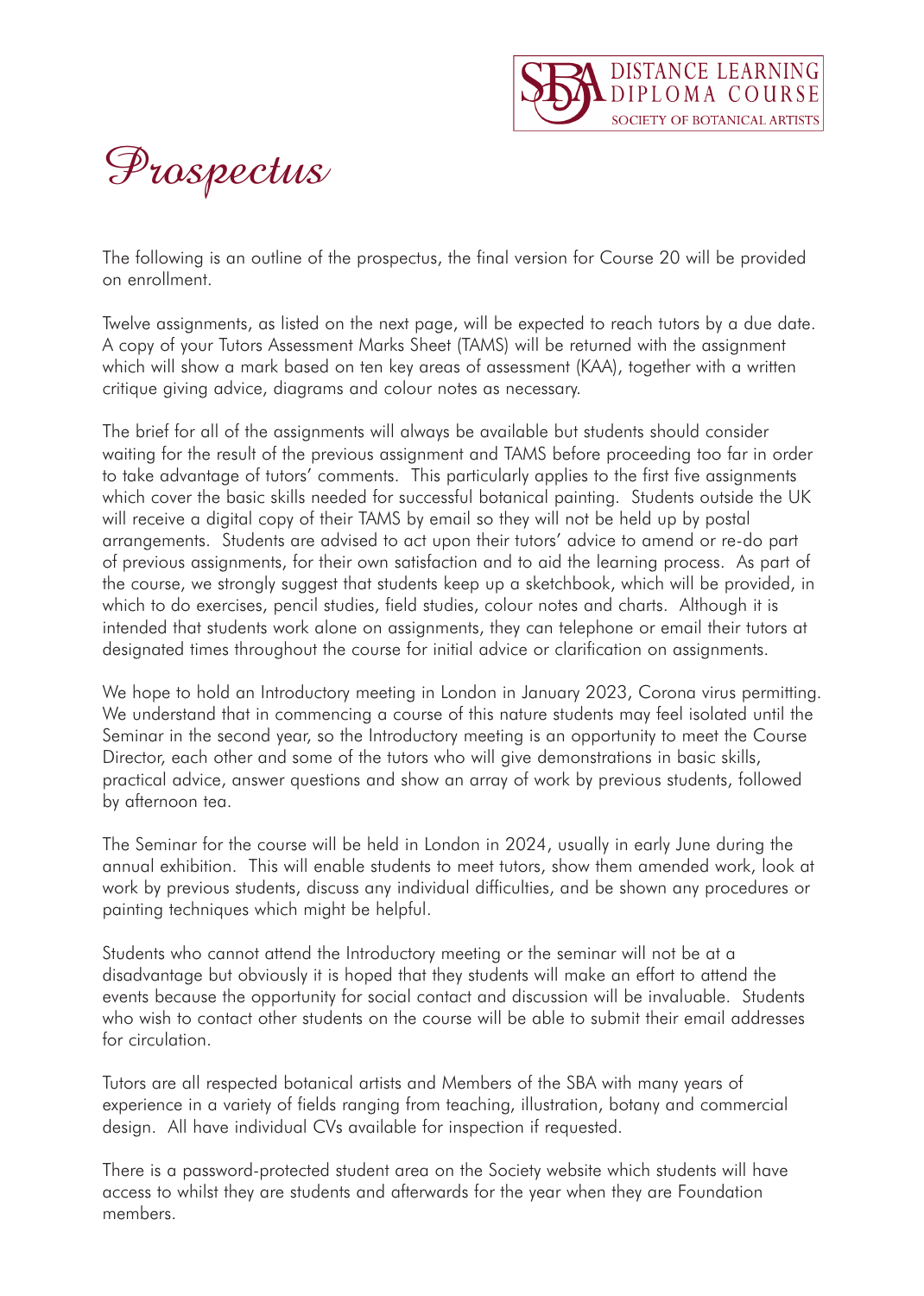# Prospectus

The following is an outline of the prospectus, the final version for Course 20 will be provided on enrollment.

Twelve assignments, as listed on the next page, will be expected to reach tutors by a due date. A copy of your Tutors Assessment Marks Sheet (TAMS) will be returned with the assignment which will show a mark based on ten key areas of assessment (KAA), together with a written critique giving advice, diagrams and colour notes as necessary.

The brief for all of the assignments will always be available but students should consider waiting for the result of the previous assignment and TAMS before proceeding too far in order to take advantage of tutors' comments. This particularly applies to the first five assignments which cover the basic skills needed for successful botanical painting. Students outside the UK will receive a digital copy of their TAMS by email so they will not be held up by postal arrangements. Students are advised to act upon their tutors' advice to amend or re-do part of previous assignments, for their own satisfaction and to aid the learning process. As part of the course, we strongly suggest that students keep up a sketchbook, which will be provided, in which to do exercises, pencil studies, field studies, colour notes and charts. Although it is intended that students work alone on assignments, they can telephone or email their tutors at designated times throughout the course for initial advice or clarification on assignments.

We hope to hold an Introductory meeting in London in January 2023, Corona virus permitting. We understand that in commencing a course of this nature students may feel isolated until the Seminar in the second year, so the Introductory meeting is an opportunity to meet the Course Director, each other and some of the tutors who will give demonstrations in basic skills, practical advice, answer questions and show an array of work by previous students, followed by afternoon tea.

The Seminar for the course will be held in London in 2024, usually in early June during the annual exhibition. This will enable students to meet tutors, show them amended work, look at work by previous students, discuss any individual difficulties, and be shown any procedures or painting techniques which might be helpful.

Students who cannot attend the Introductory meeting or the seminar will not be at a disadvantage but obviously it is hoped that they students will make an effort to attend the events because the opportunity for social contact and discussion will be invaluable. Students who wish to contact other students on the course will be able to submit their email addresses for circulation.

Tutors are all respected botanical artists and Members of the SBA with many years of experience in a variety of fields ranging from teaching, illustration, botany and commercial design. All have individual CVs available for inspection if requested.

There is a password-protected student area on the Society website which students will have access to whilst they are students and afterwards for the year when they are Foundation members.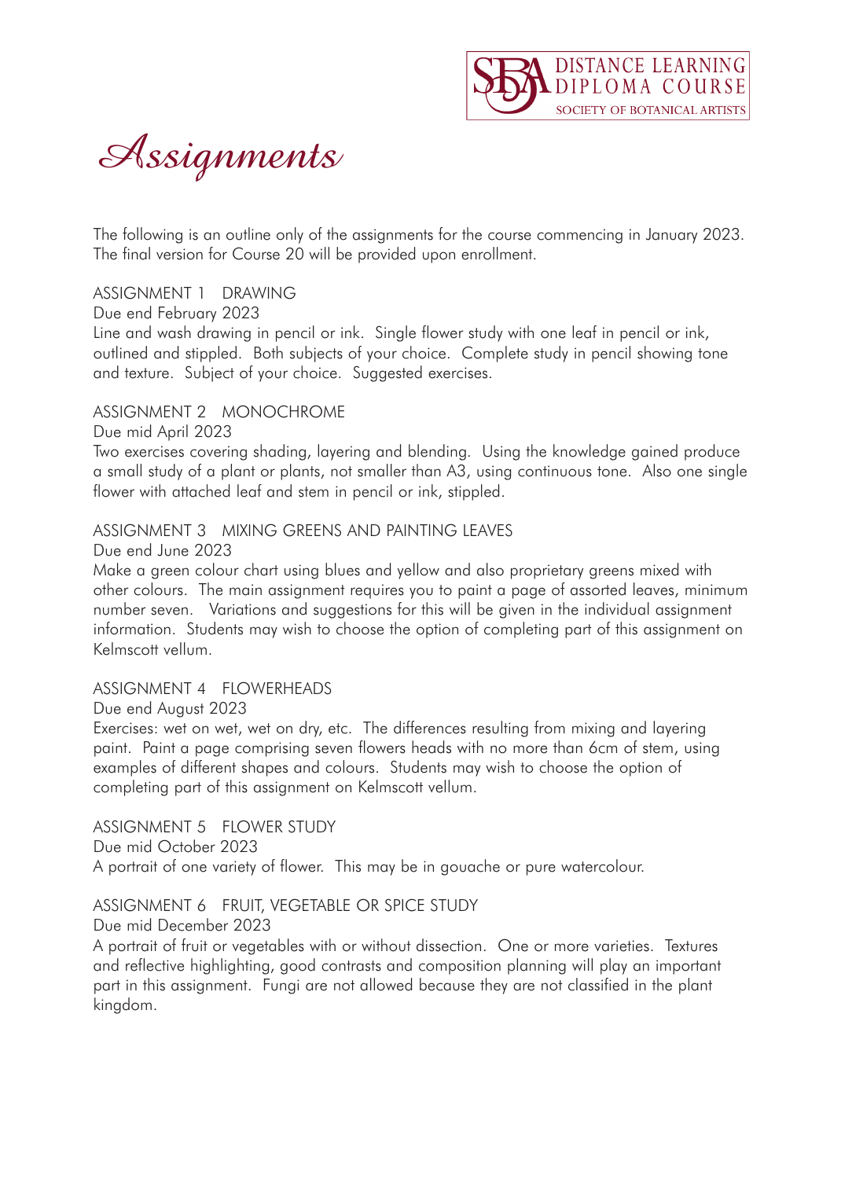# Assignments

The following is an outline only of the assignments for the course commencing in January 2023. The final version for Course 20 will be provided upon enrollment.

ASSIGNMENT 1 DRAWING

Due end February 2023

Line and wash drawing in pencil or ink. Single flower study with one leaf in pencil or ink, outlined and stippled. Both subjects of your choice. Complete study in pencil showing tone and texture. Subject of your choice. Suggested exercises.

ASSIGNMENT 2 MONOCHROME

Due mid April 2023

Two exercises covering shading, layering and blending. Using the knowledge gained produce a small study of a plant or plants, not smaller than A3, using continuous tone. Also one single flower with attached leaf and stem in pencil or ink, stippled.

ASSIGNMENT 3 MIXING GREENS AND PAINTING LEAVES

Due end June 2023

Make a green colour chart using blues and yellow and also proprietary greens mixed with other colours. The main assignment requires you to paint a page of assorted leaves, minimum number seven. Variations and suggestions for this will be given in the individual assignment information. Students may wish to choose the option of completing part of this assignment on Kelmscott vellum.

ASSIGNMENT 4 FLOWERHEADS

Due end August 2023

Exercises: wet on wet, wet on dry, etc. The differences resulting from mixing and layering paint. Paint a page comprising seven flowers heads with no more than 6cm of stem, using examples of different shapes and colours. Students may wish to choose the option of completing part of this assignment on Kelmscott vellum.

ASSIGNMENT 5 FLOWER STUDY

Due mid October 2023

A portrait of one variety of flower. This may be in gouache or pure watercolour.

ASSIGNMENT 6 FRUIT, VEGETABLE OR SPICE STUDY

Due mid December 2023

A portrait of fruit or vegetables with or without dissection. One or more varieties. Textures and reflective highlighting, good contrasts and composition planning will play an important part in this assignment. Fungi are not allowed because they are not classified in the plant kingdom.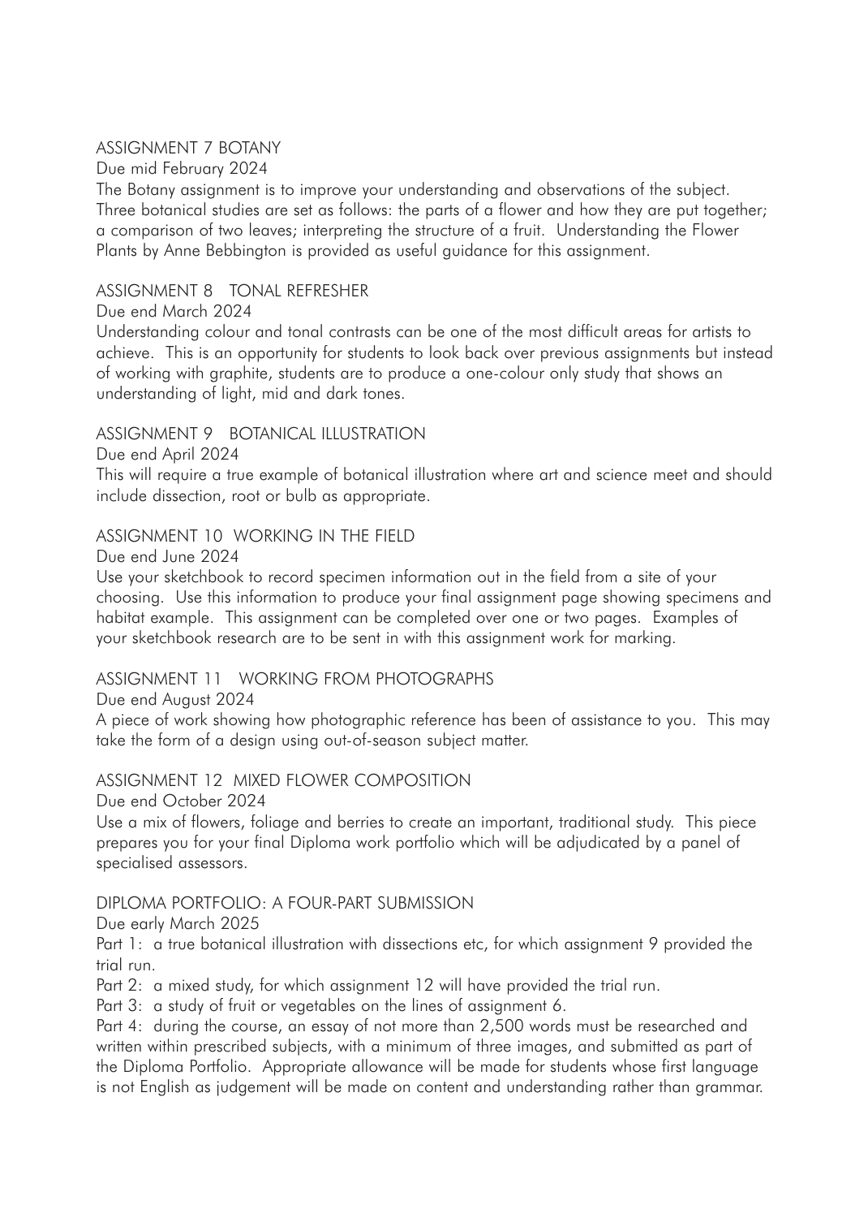## ASSIGNMENT 7 BOTANY

Due mid February 2024

The Botany assignment is to improve your understanding and observations of the subject. Three botanical studies are set as follows: the parts of a flower and how they are put together; a comparison of two leaves; interpreting the structure of a fruit. Understanding the Flower Plants by Anne Bebbington is provided as useful guidance for this assignment.

## ASSIGNMENT 8 TONAL REFRESHER

Due end March 2024

Understanding colour and tonal contrasts can be one of the most difficult areas for artists to achieve. This is an opportunity for students to look back over previous assignments but instead of working with graphite, students are to produce a one-colour only study that shows an understanding of light, mid and dark tones.

## ASSIGNMENT 9 BOTANICAL ILLUSTRATION

Due end April 2024

This will require a true example of botanical illustration where art and science meet and should include dissection, root or bulb as appropriate.

## ASSIGNMENT 10 WORKING IN THE FIELD

Due end June 2024

Use your sketchbook to record specimen information out in the field from a site of your choosing. Use this information to produce your final assignment page showing specimens and habitat example. This assignment can be completed over one or two pages. Examples of your sketchbook research are to be sent in with this assignment work for marking.

## ASSIGNMENT 11 WORKING FROM PHOTOGRAPHS

Due end August 2024

A piece of work showing how photographic reference has been of assistance to you. This may take the form of a design using out-of-season subject matter.

## ASSIGNMENT 12 MIXED FLOWER COMPOSITION

Due end October 2024

Use a mix of flowers, foliage and berries to create an important, traditional study. This piece prepares you for your final Diploma work portfolio which will be adjudicated by a panel of specialised assessors.

## DIPLOMA PORTFOLIO: A FOUR-PART SUBMISSION

Due early March 2025

Part 1: a true botanical illustration with dissections etc, for which assignment 9 provided the trial run.

Part 2: a mixed study, for which assignment 12 will have provided the trial run.

Part 3: a study of fruit or vegetables on the lines of assignment 6.

Part 4: during the course, an essay of not more than 2,500 words must be researched and written within prescribed subjects, with a minimum of three images, and submitted as part of the Diploma Portfolio. Appropriate allowance will be made for students whose first language is not English as judgement will be made on content and understanding rather than grammar.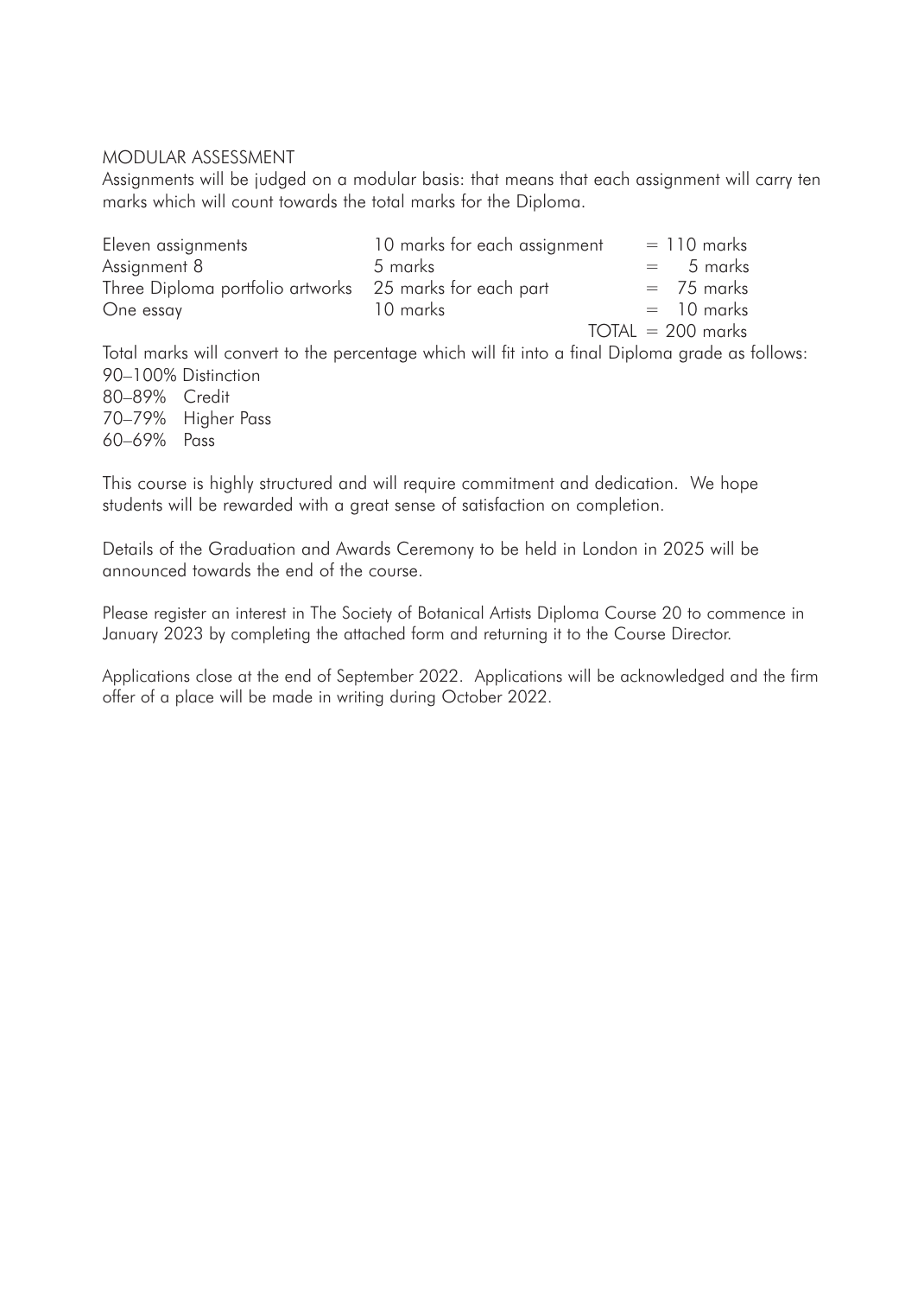MODULAR ASSESSMENT

Assignments will be judged on a modular basis: that means that each assignment will carry ten marks which will count towards the total marks for the Diploma.

| | | |
|---|---|---|
| Eleven assignments | 10 marks for each assignment | = 110 marks |
| Assignment 8 | 5 marks | = 5 marks |
| Three Diploma portfolio artworks | 25 marks for each part | = 75 marks |
| One essay | 10 marks | = 10 marks |
| | | TOTAL = 200 marks |

Total marks will convert to the percentage which will fit into a final Diploma grade as follows:

90–100% Distinction  
80–89% Credit  
70–79% Higher Pass  
60–69% Pass

This course is highly structured and will require commitment and dedication. We hope students will be rewarded with a great sense of satisfaction on completion.

Details of the Graduation and Awards Ceremony to be held in London in 2025 will be announced towards the end of the course.

Please register an interest in The Society of Botanical Artists Diploma Course 20 to commence in January 2023 by completing the attached form and returning it to the Course Director.

Applications close at the end of September 2022. Applications will be acknowledged and the firm offer of a place will be made in writing during October 2022.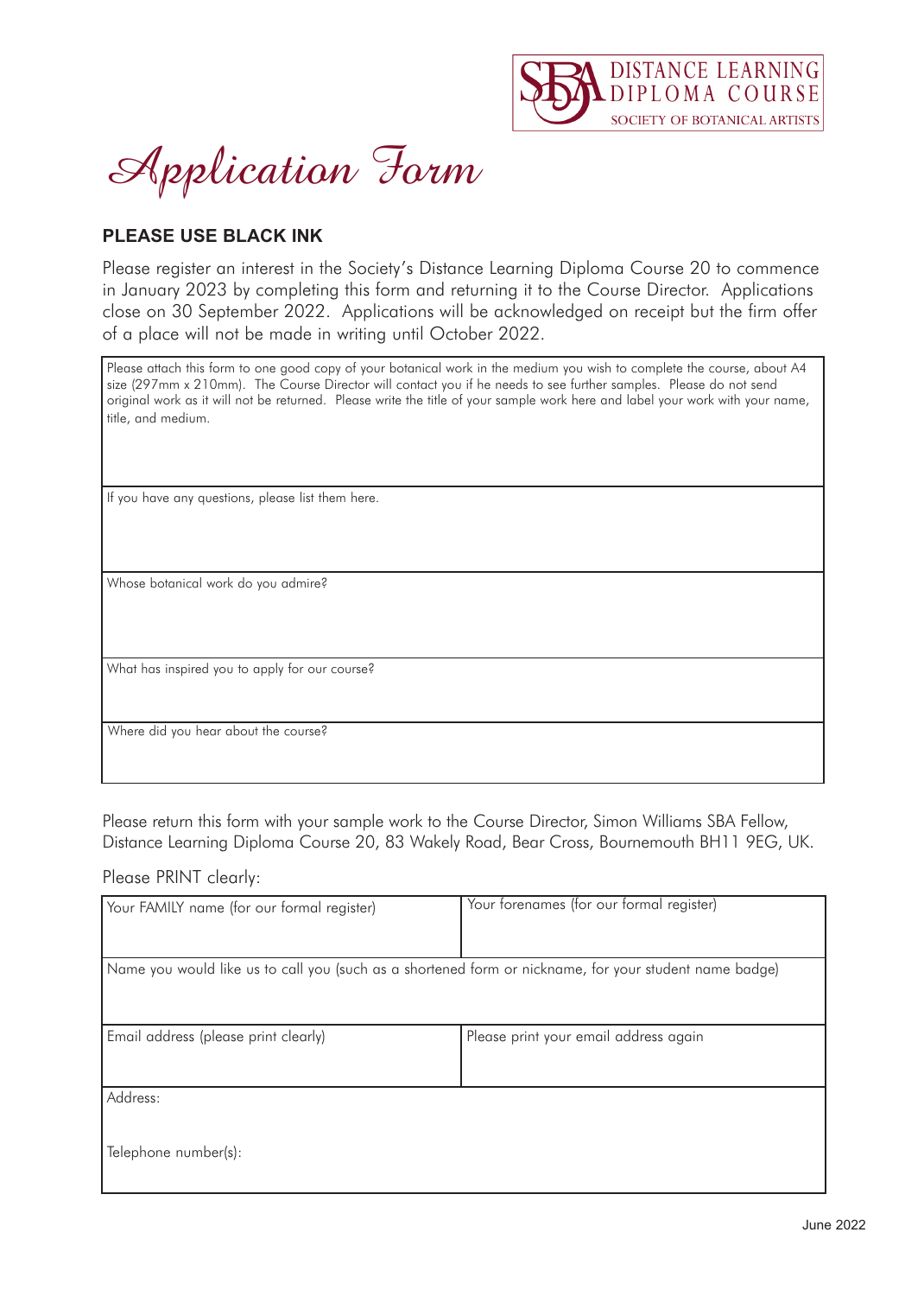SBA DISTANCE LEARNING DIPLOMA COURSE
SOCIETY OF BOTANICAL ARTISTS

# Application Form

**PLEASE USE BLACK INK**

Please register an interest in the Society's Distance Learning Diploma Course 20 to commence in January 2023 by completing this form and returning it to the Course Director. Applications close on 30 September 2022. Applications will be acknowledged on receipt but the firm offer of a place will not be made in writing until October 2022.

| |
|---|
| Please attach this form to one good copy of your botanical work in the medium you wish to complete the course, about A4 size (297mm x 210mm). The Course Director will contact you if he needs to see further samples. Please do not send original work as it will not be returned. Please write the title of your sample work here and label your work with your name, title, and medium. |
| If you have any questions, please list them here. |
| Whose botanical work do you admire? |
| What has inspired you to apply for our course? |
| Where did you hear about the course? |

Please return this form with your sample work to the Course Director, Simon Williams SBA Fellow, Distance Learning Diploma Course 20, 83 Wakely Road, Bear Cross, Bournemouth BH11 9EG, UK.

Please PRINT clearly:

| | |
|---|---|
| Your FAMILY name (for our formal register) | Your forenames (for our formal register) |
| Name you would like us to call you (such as a shortened form or nickname, for your student name badge) | |
| Email address (please print clearly) | Please print your email address again |
| Address:<br><br>Telephone number(s): | |

June 2022